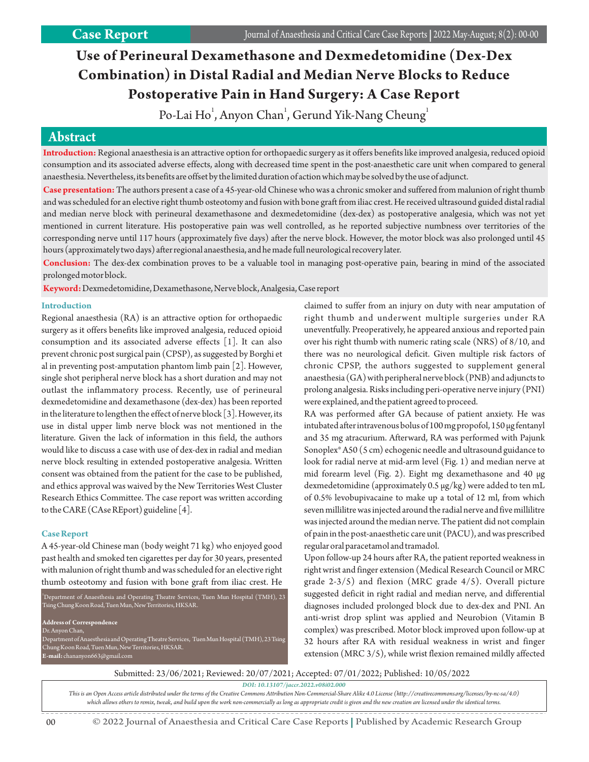Case Report

# Use of Perineural Dexamethasone and Dexmedetomidine (Dex-Dex Combination) in Distal Radial and Median Nerve Blocks to Reduce Postoperative Pain in Hand Surgery: A Case Report

Po-Lai Ho[1], Anyon Chan[1], Gerund Yik-Nang Cheung[1]

## Abstract

**Introduction:** Regional anaesthesia is an attractive option for orthopaedic surgery as it offers benefits like improved analgesia, reduced opioid consumption and its associated adverse effects, along with decreased time spent in the post-anaesthetic care unit when compared to general anaesthesia. Nevertheless, its benefits are offset by the limited duration of action which may be solved by the use of adjunct.

**Case presentation:** The authors present a case of a 45-year-old Chinese who was a chronic smoker and suffered from malunion of right thumb and was scheduled for an elective right thumb osteotomy and fusion with bone graft from iliac crest. He received ultrasound guided distal radial and median nerve block with perineural dexamethasone and dexmedetomidine (dex-dex) as postoperative analgesia, which was not yet mentioned in current literature. His postoperative pain was well controlled, as he reported subjective numbness over territories of the corresponding nerve until 117 hours (approximately five days) after the nerve block. However, the motor block was also prolonged until 45 hours (approximately two days) after regional anaesthesia, and he made full neurological recovery later.

**Conclusion:** The dex-dex combination proves to be a valuable tool in managing post-operative pain, bearing in mind of the associated prolonged motor block.

**Keyword:** Dexmedetomidine, Dexamethasone, Nerve block, Analgesia, Case report

### Introduction

Regional anaesthesia (RA) is an attractive option for orthopaedic surgery as it offers benefits like improved analgesia, reduced opioid consumption and its associated adverse effects [1]. It can also prevent chronic post surgical pain (CPSP), as suggested by Borghi et al in preventing post-amputation phantom limb pain [2]. However, single shot peripheral nerve block has a short duration and may not outlast the inflammatory process. Recently, use of perineural dexmedetomidine and dexamethasone (dex-dex) has been reported in the literature to lengthen the effect of nerve block [3]. However, its use in distal upper limb nerve block was not mentioned in the literature. Given the lack of information in this field, the authors would like to discuss a case with use of dex-dex in radial and median nerve block resulting in extended postoperative analgesia. Written consent was obtained from the patient for the case to be published, and ethics approval was waived by the New Territories West Cluster Research Ethics Committee. The case report was written according to the CARE (CAse REport) guideline [4].

### Case Report

A 45-year-old Chinese man (body weight 71 kg) who enjoyed good past health and smoked ten cigarettes per day for 30 years, presented with malunion of right thumb and was scheduled for an elective right thumb osteotomy and fusion with bone graft from iliac crest. He claimed to suffer from an injury on duty with near amputation of right thumb and underwent multiple surgeries under RA uneventfully. Preoperatively, he appeared anxious and reported pain over his right thumb with numeric rating scale (NRS) of 8/10, and there was no neurological deficit. Given multiple risk factors of chronic CPSP, the authors suggested to supplement general anaesthesia (GA) with peripheral nerve block (PNB) and adjuncts to prolong analgesia. Risks including peri-operative nerve injury (PNI) were explained, and the patient agreed to proceed.

RA was performed after GA because of patient anxiety. He was intubated after intravenous bolus of 100 mg propofol, 150 μg fentanyl and 35 mg atracurium. Afterward, RA was performed with Pajunk Sonoplex® A50 (5 cm) echogenic needle and ultrasound guidance to look for radial nerve at mid-arm level (Fig. 1) and median nerve at mid forearm level (Fig. 2). Eight mg dexamethasone and 40 μg dexmedetomidine (approximately 0.5 μg/kg) were added to ten mL of 0.5% levobupivacaine to make up a total of 12 ml, from which seven millilitre was injected around the radial nerve and five millilitre was injected around the median nerve. The patient did not complain of pain in the post-anaesthetic care unit (PACU), and was prescribed regular oral paracetamol and tramadol.

Upon follow-up 24 hours after RA, the patient reported weakness in right wrist and finger extension (Medical Research Council or MRC grade 2-3/5) and flexion (MRC grade 4/5). Overall picture suggested deficit in right radial and median nerve, and differential diagnoses included prolonged block due to dex-dex and PNI. An anti-wrist drop splint was applied and Neurobion (Vitamin B complex) was prescribed. Motor block improved upon follow-up at 32 hours after RA with residual weakness in wrist and finger extension (MRC 3/5), while wrist flexion remained mildly affected

[1]Department of Anaesthesia and Operating Theatre Services, Tuen Mun Hospital (TMH), 23 Tsing Chung Koon Road, Tuen Mun, New Territories, HKSAR.

**Address of Correspondence**
Dr. Anyon Chan,
Department of Anaesthesia and Operating Theatre Services, Tuen Mun Hospital (TMH), 23 Tsing Chung Koon Road, Tuen Mun, New Territories, HKSAR.
**E-mail:** chananyon663@gmail.com

Submitted: 23/06/2021; Reviewed: 20/07/2021; Accepted: 07/01/2022; Published: 10/05/2022

*DOI: 10.13107/jaccr.2022.v08i02.000*

*This is an Open Access article distributed under the terms of the Creative Commons Attribution Non-Commercial-Share Alike 4.0 License (http://creativecommons.org/licenses/by-nc-sa/4.0) which allows others to remix, tweak, and build upon the work non-commercially as long as appropriate credit is given and the new creation are licensed under the identical terms.*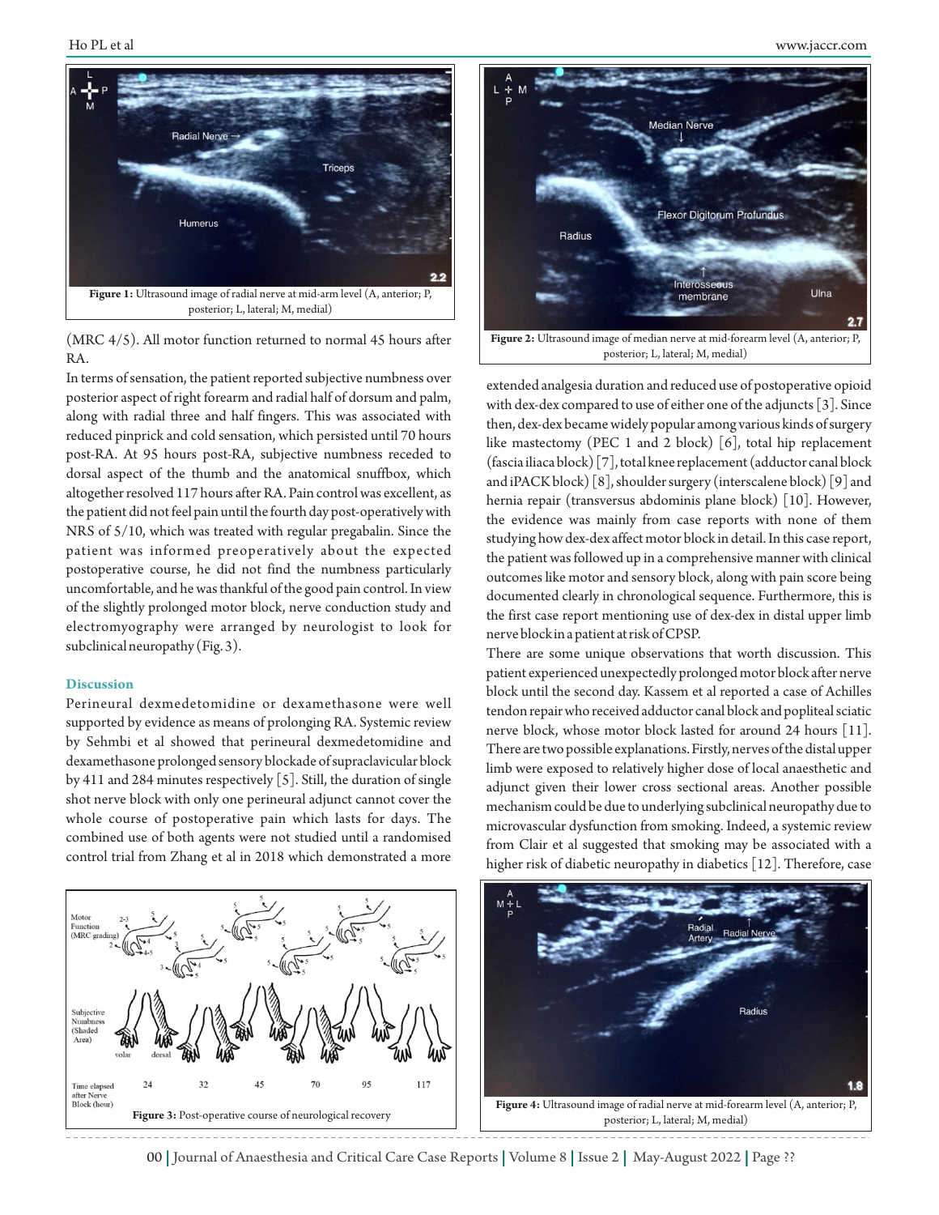Figure 1: Ultrasound image of radial nerve at mid-arm level (A, anterior; P, posterior; L, lateral; M, medial)

(MRC 4/5). All motor function returned to normal 45 hours after RA.

In terms of sensation, the patient reported subjective numbness over posterior aspect of right forearm and radial half of dorsum and palm, along with radial three and half fingers. This was associated with reduced pinprick and cold sensation, which persisted until 70 hours post-RA. At 95 hours post-RA, subjective numbness receded to dorsal aspect of the thumb and the anatomical snuffbox, which altogether resolved 117 hours after RA. Pain control was excellent, as the patient did not feel pain until the fourth day post-operatively with NRS of 5/10, which was treated with regular pregabalin. Since the patient was informed preoperatively about the expected postoperative course, he did not find the numbness particularly uncomfortable, and he was thankful of the good pain control. In view of the slightly prolonged motor block, nerve conduction study and electromyography were arranged by neurologist to look for subclinical neuropathy (Fig. 3).

## Discussion

Perineural dexmedetomidine or dexamethasone were well supported by evidence as means of prolonging RA. Systemic review by Sehmbi et al showed that perineural dexmedetomidine and dexamethasone prolonged sensory blockade of supraclavicular block by 411 and 284 minutes respectively [5]. Still, the duration of single shot nerve block with only one perineural adjunct cannot cover the whole course of postoperative pain which lasts for days. The combined use of both agents were not studied until a randomised control trial from Zhang et al in 2018 which demonstrated a more extended analgesia duration and reduced use of postoperative opioid with dex-dex compared to use of either one of the adjuncts [3]. Since then, dex-dex became widely popular among various kinds of surgery like mastectomy (PEC 1 and 2 block) [6], total hip replacement (fascia iliaca block) [7], total knee replacement (adductor canal block and iPACK block) [8], shoulder surgery (interscalene block) [9] and hernia repair (transversus abdominis plane block) [10]. However, the evidence was mainly from case reports with none of them studying how dex-dex affect motor block in detail. In this case report, the patient was followed up in a comprehensive manner with clinical outcomes like motor and sensory block, along with pain score being documented clearly in chronological sequence. Furthermore, this is the first case report mentioning use of dex-dex in distal upper limb nerve block in a patient at risk of CPSP.

There are some unique observations that worth discussion. This patient experienced unexpectedly prolonged motor block after nerve block until the second day. Kassem et al reported a case of Achilles tendon repair who received adductor canal block and popliteal sciatic nerve block, whose motor block lasted for around 24 hours [11]. There are two possible explanations. Firstly, nerves of the distal upper limb were exposed to relatively higher dose of local anaesthetic and adjunct given their lower cross sectional areas. Another possible mechanism could be due to underlying subclinical neuropathy due to microvascular dysfunction from smoking. Indeed, a systemic review from Clair et al suggested that smoking may be associated with a higher risk of diabetic neuropathy in diabetics [12]. Therefore, case

Figure 2: Ultrasound image of median nerve at mid-forearm level (A, anterior; P, posterior; L, lateral; M, medial)

Figure 3: Post-operative course of neurological recovery

Figure 4: Ultrasound image of radial nerve at mid-forearm level (A, anterior; P, posterior; L, lateral; M, medial)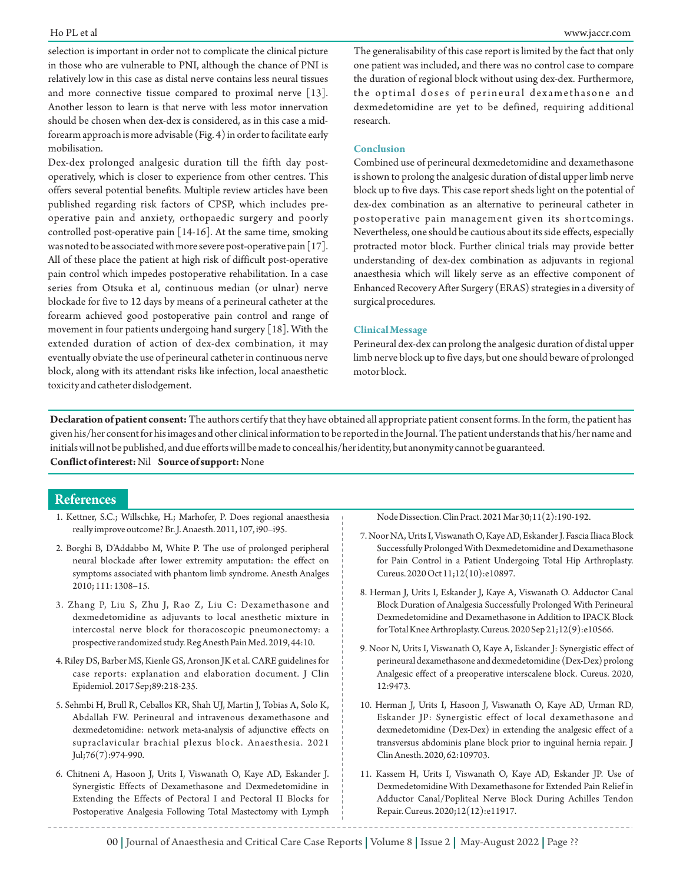selection is important in order not to complicate the clinical picture in those who are vulnerable to PNI, although the chance of PNI is relatively low in this case as distal nerve contains less neural tissues and more connective tissue compared to proximal nerve [13]. Another lesson to learn is that nerve with less motor innervation should be chosen when dex-dex is considered, as in this case a mid-forearm approach is more advisable (Fig. 4) in order to facilitate early mobilisation.

Dex-dex prolonged analgesic duration till the fifth day post-operatively, which is closer to experience from other centres. This offers several potential benefits. Multiple review articles have been published regarding risk factors of CPSP, which includes pre-operative pain and anxiety, orthopaedic surgery and poorly controlled post-operative pain [14-16]. At the same time, smoking was noted to be associated with more severe post-operative pain [17]. All of these place the patient at high risk of difficult post-operative pain control which impedes postoperative rehabilitation. In a case series from Otsuka et al, continuous median (or ulnar) nerve blockade for five to 12 days by means of a perineural catheter at the forearm achieved good postoperative pain control and range of movement in four patients undergoing hand surgery [18]. With the extended duration of action of dex-dex combination, it may eventually obviate the use of perineural catheter in continuous nerve block, along with its attendant risks like infection, local anaesthetic toxicity and catheter dislodgement.

The generalisability of this case report is limited by the fact that only one patient was included, and there was no control case to compare the duration of regional block without using dex-dex. Furthermore, the optimal doses of perineural dexamethasone and dexmedetomidine are yet to be defined, requiring additional research.

## Conclusion

Combined use of perineural dexmedetomidine and dexamethasone is shown to prolong the analgesic duration of distal upper limb nerve block up to five days. This case report sheds light on the potential of dex-dex combination as an alternative to perineural catheter in postoperative pain management given its shortcomings. Nevertheless, one should be cautious about its side effects, especially protracted motor block. Further clinical trials may provide better understanding of dex-dex combination as adjuvants in regional anaesthesia which will likely serve as an effective component of Enhanced Recovery After Surgery (ERAS) strategies in a diversity of surgical procedures.

## Clinical Message

Perineural dex-dex can prolong the analgesic duration of distal upper limb nerve block up to five days, but one should beware of prolonged motor block.

**Declaration of patient consent:** The authors certify that they have obtained all appropriate patient consent forms. In the form, the patient has given his/her consent for his images and other clinical information to be reported in the Journal. The patient understands that his/her name and initials will not be published, and due efforts will be made to conceal his/her identity, but anonymity cannot be guaranteed.

**Conflict of interest:** Nil **Source of support:** None

## References

1. Kettner, S.C.; Willschke, H.; Marhofer, P. Does regional anaesthesia really improve outcome? Br. J. Anaesth. 2011, 107, i90–i95.
2. Borghi B, D'Addabbo M, White P. The use of prolonged peripheral neural blockade after lower extremity amputation: the effect on symptoms associated with phantom limb syndrome. Anesth Analges 2010; 111: 1308–15.
3. Zhang P, Liu S, Zhu J, Rao Z, Liu C: Dexamethasone and dexmedetomidine as adjuvants to local anesthetic mixture in intercostal nerve block for thoracoscopic pneumonectomy: a prospective randomized study. Reg Anesth Pain Med. 2019, 44:10.
4. Riley DS, Barber MS, Kienle GS, Aronson JK et al. CARE guidelines for case reports: explanation and elaboration document. J Clin Epidemiol. 2017 Sep;89:218-235.
5. Sehmbi H, Brull R, Ceballos KR, Shah UJ, Martin J, Tobias A, Solo K, Abdallah FW. Perineural and intravenous dexamethasone and dexmedetomidine: network meta-analysis of adjunctive effects on supraclavicular brachial plexus block. Anaesthesia. 2021 Jul;76(7):974-990.
6. Chitneni A, Hasoon J, Urits I, Viswanath O, Kaye AD, Eskander J. Synergistic Effects of Dexamethasone and Dexmedetomidine in Extending the Effects of Pectoral I and Pectoral II Blocks for Postoperative Analgesia Following Total Mastectomy with Lymph Node Dissection. Clin Pract. 2021 Mar 30;11(2):190-192.
7. Noor NA, Urits I, Viswanath O, Kaye AD, Eskander J. Fascia Iliaca Block Successfully Prolonged With Dexmedetomidine and Dexamethasone for Pain Control in a Patient Undergoing Total Hip Arthroplasty. Cureus. 2020 Oct 11;12(10):e10897.
8. Herman J, Urits I, Eskander J, Kaye A, Viswanath O. Adductor Canal Block Duration of Analgesia Successfully Prolonged With Perineural Dexmedetomidine and Dexamethasone in Addition to IPACK Block for Total Knee Arthroplasty. Cureus. 2020 Sep 21;12(9):e10566.
9. Noor N, Urits I, Viswanath O, Kaye A, Eskander J: Synergistic effect of perineural dexamethasone and dexmedetomidine (Dex-Dex) prolong Analgesic effect of a preoperative interscalene block. Cureus. 2020, 12:9473.
10. Herman J, Urits I, Hasoon J, Viswanath O, Kaye AD, Urman RD, Eskander JP: Synergistic effect of local dexamethasone and dexmedetomidine (Dex-Dex) in extending the analgesic effect of a transversus abdominis plane block prior to inguinal hernia repair. J Clin Anesth. 2020, 62:109703.
11. Kassem H, Urits I, Viswanath O, Kaye AD, Eskander JP. Use of Dexmedetomidine With Dexamethasone for Extended Pain Relief in Adductor Canal/Popliteal Nerve Block During Achilles Tendon Repair. Cureus. 2020;12(12):e11917.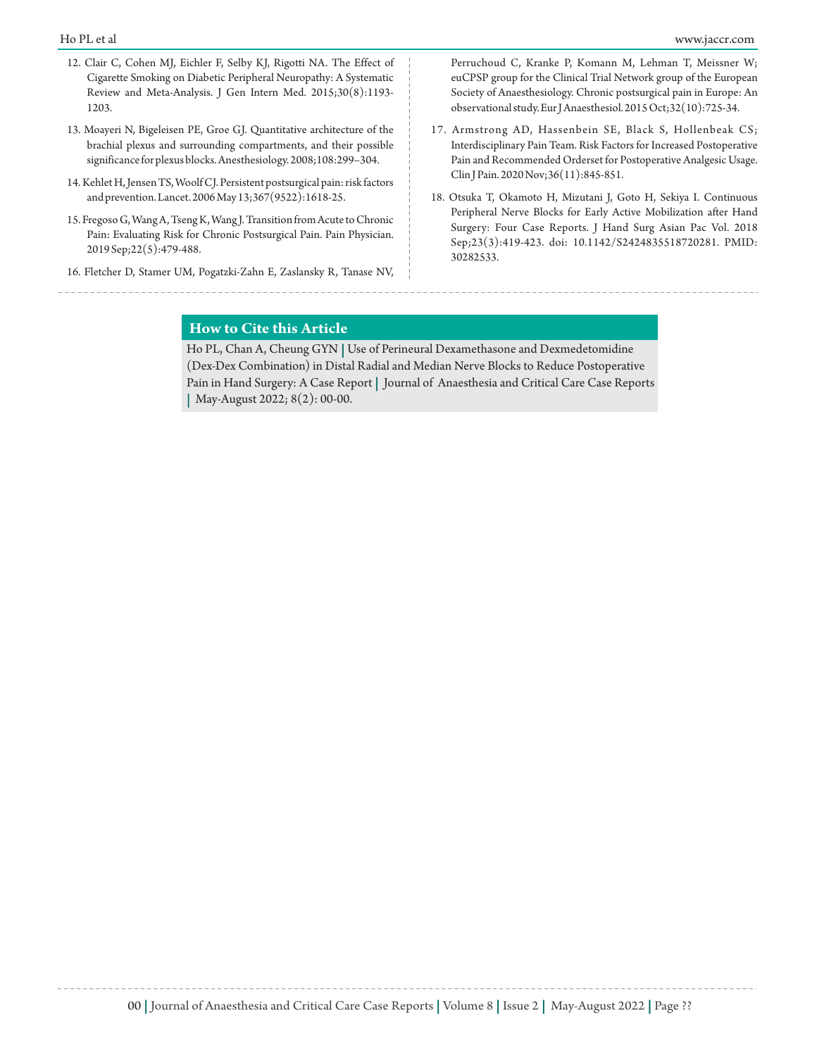12. Clair C, Cohen MJ, Eichler F, Selby KJ, Rigotti NA. The Effect of Cigarette Smoking on Diabetic Peripheral Neuropathy: A Systematic Review and Meta-Analysis. J Gen Intern Med. 2015;30(8):1193-1203.

13. Moayeri N, Bigeleisen PE, Groe GJ. Quantitative architecture of the brachial plexus and surrounding compartments, and their possible significance for plexus blocks. Anesthesiology. 2008;108:299–304.

14. Kehlet H, Jensen TS, Woolf CJ. Persistent postsurgical pain: risk factors and prevention. Lancet. 2006 May 13;367(9522):1618-25.

15. Fregoso G, Wang A, Tseng K, Wang J. Transition from Acute to Chronic Pain: Evaluating Risk for Chronic Postsurgical Pain. Pain Physician. 2019 Sep;22(5):479-488.

16. Fletcher D, Stamer UM, Pogatzki-Zahn E, Zaslansky R, Tanase NV, Perruchoud C, Kranke P, Komann M, Lehman T, Meissner W; euCPSP group for the Clinical Trial Network group of the European Society of Anaesthesiology. Chronic postsurgical pain in Europe: An observational study. Eur J Anaesthesiol. 2015 Oct;32(10):725-34.

17. Armstrong AD, Hassenbein SE, Black S, Hollenbeak CS; Interdisciplinary Pain Team. Risk Factors for Increased Postoperative Pain and Recommended Orderset for Postoperative Analgesic Usage. Clin J Pain. 2020 Nov;36(11):845-851.

18. Otsuka T, Okamoto H, Mizutani J, Goto H, Sekiya I. Continuous Peripheral Nerve Blocks for Early Active Mobilization after Hand Surgery: Four Case Reports. J Hand Surg Asian Pac Vol. 2018 Sep;23(3):419-423. doi: 10.1142/S2424835518720281. PMID: 30282533.

## How to Cite this Article

Ho PL, Chan A, Cheung GYN | Use of Perineural Dexamethasone and Dexmedetomidine (Dex-Dex Combination) in Distal Radial and Median Nerve Blocks to Reduce Postoperative Pain in Hand Surgery: A Case Report | Journal of Anaesthesia and Critical Care Case Reports | May-August 2022; 8(2): 00-00.